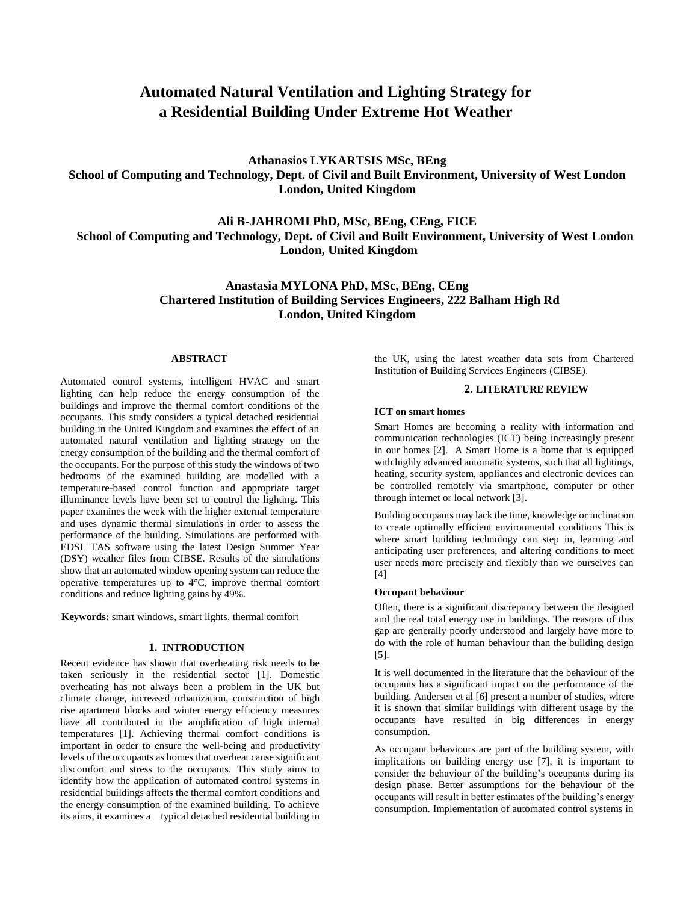# Automated Natural Ventilation and Lighting Strategy for a Residential Building Under Extreme Hot Weather

**Athanasios LYKARTSIS MSc, BEng**
**School of Computing and Technology, Dept. of Civil and Built Environment, University of West London London, United Kingdom**

**Ali B-JAHROMI PhD, MSc, BEng, CEng, FICE**
**School of Computing and Technology, Dept. of Civil and Built Environment, University of West London London, United Kingdom**

**Anastasia MYLONA PhD, MSc, BEng, CEng**
**Chartered Institution of Building Services Engineers, 222 Balham High Rd London, United Kingdom**

## ABSTRACT

Automated control systems, intelligent HVAC and smart lighting can help reduce the energy consumption of the buildings and improve the thermal comfort conditions of the occupants. This study considers a typical detached residential building in the United Kingdom and examines the effect of an automated natural ventilation and lighting strategy on the energy consumption of the building and the thermal comfort of the occupants. For the purpose of this study the windows of two bedrooms of the examined building are modelled with a temperature-based control function and appropriate target illuminance levels have been set to control the lighting. This paper examines the week with the higher external temperature and uses dynamic thermal simulations in order to assess the performance of the building. Simulations are performed with EDSL TAS software using the latest Design Summer Year (DSY) weather files from CIBSE. Results of the simulations show that an automated window opening system can reduce the operative temperatures up to 4°C, improve thermal comfort conditions and reduce lighting gains by 49%.

**Keywords:** smart windows, smart lights, thermal comfort

## 1. INTRODUCTION

Recent evidence has shown that overheating risk needs to be taken seriously in the residential sector [1]. Domestic overheating has not always been a problem in the UK but climate change, increased urbanization, construction of high rise apartment blocks and winter energy efficiency measures have all contributed in the amplification of high internal temperatures [1]. Achieving thermal comfort conditions is important in order to ensure the well-being and productivity levels of the occupants as homes that overheat cause significant discomfort and stress to the occupants. This study aims to identify how the application of automated control systems in residential buildings affects the thermal comfort conditions and the energy consumption of the examined building. To achieve its aims, it examines a typical detached residential building in the UK, using the latest weather data sets from Chartered Institution of Building Services Engineers (CIBSE).

## 2. LITERATURE REVIEW

### ICT on smart homes

Smart Homes are becoming a reality with information and communication technologies (ICT) being increasingly present in our homes [2]. A Smart Home is a home that is equipped with highly advanced automatic systems, such that all lightings, heating, security system, appliances and electronic devices can be controlled remotely via smartphone, computer or other through internet or local network [3].

Building occupants may lack the time, knowledge or inclination to create optimally efficient environmental conditions This is where smart building technology can step in, learning and anticipating user preferences, and altering conditions to meet user needs more precisely and flexibly than we ourselves can [4]

### Occupant behaviour

Often, there is a significant discrepancy between the designed and the real total energy use in buildings. The reasons of this gap are generally poorly understood and largely have more to do with the role of human behaviour than the building design [5].

It is well documented in the literature that the behaviour of the occupants has a significant impact on the performance of the building. Andersen et al [6] present a number of studies, where it is shown that similar buildings with different usage by the occupants have resulted in big differences in energy consumption.

As occupant behaviours are part of the building system, with implications on building energy use [7], it is important to consider the behaviour of the building's occupants during its design phase. Better assumptions for the behaviour of the occupants will result in better estimates of the building's energy consumption. Implementation of automated control systems in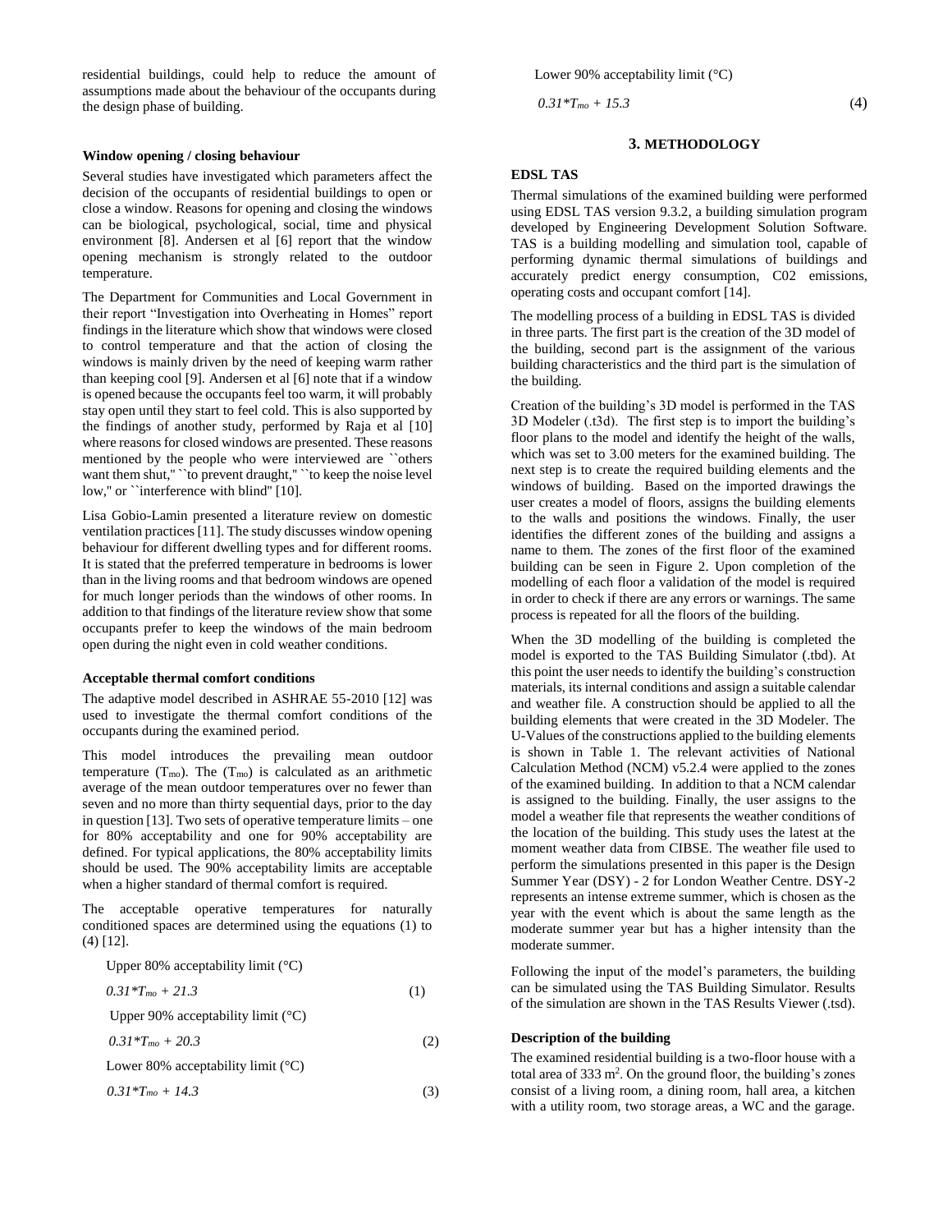residential buildings, could help to reduce the amount of assumptions made about the behaviour of the occupants during the design phase of building.

### Window opening / closing behaviour

Several studies have investigated which parameters affect the decision of the occupants of residential buildings to open or close a window. Reasons for opening and closing the windows can be biological, psychological, social, time and physical environment [8]. Andersen et al [6] report that the window opening mechanism is strongly related to the outdoor temperature.

The Department for Communities and Local Government in their report "Investigation into Overheating in Homes" report findings in the literature which show that windows were closed to control temperature and that the action of closing the windows is mainly driven by the need of keeping warm rather than keeping cool [9]. Andersen et al [6] note that if a window is opened because the occupants feel too warm, it will probably stay open until they start to feel cold. This is also supported by the findings of another study, performed by Raja et al [10] where reasons for closed windows are presented. These reasons mentioned by the people who were interviewed are ``others want them shut,'' ``to prevent draught,'' ``to keep the noise level low,'' or ``interference with blind'' [10].

Lisa Gobio-Lamin presented a literature review on domestic ventilation practices [11]. The study discusses window opening behaviour for different dwelling types and for different rooms. It is stated that the preferred temperature in bedrooms is lower than in the living rooms and that bedroom windows are opened for much longer periods than the windows of other rooms. In addition to that findings of the literature review show that some occupants prefer to keep the windows of the main bedroom open during the night even in cold weather conditions.

### Acceptable thermal comfort conditions

The adaptive model described in ASHRAE 55-2010 [12] was used to investigate the thermal comfort conditions of the occupants during the examined period.

This model introduces the prevailing mean outdoor temperature ($T_{mo}$). The ($T_{mo}$) is calculated as an arithmetic average of the mean outdoor temperatures over no fewer than seven and no more than thirty sequential days, prior to the day in question [13]. Two sets of operative temperature limits – one for 80% acceptability and one for 90% acceptability are defined. For typical applications, the 80% acceptability limits should be used. The 90% acceptability limits are acceptable when a higher standard of thermal comfort is required.

The acceptable operative temperatures for naturally conditioned spaces are determined using the equations (1) to (4) [12].

Upper 80% acceptability limit (°C)

$$0.31*T_{mo} + 21.3 \tag{1}$$

Upper 90% acceptability limit (°C)

$$0.31*T_{mo} + 20.3 \tag{2}$$

Lower 80% acceptability limit (°C)

$$0.31*T_{mo} + 14.3 \tag{3}$$

Lower 90% acceptability limit (°C)

$$0.31*T_{mo} + 15.3 \tag{4}$$

## 3. METHODOLOGY

### EDSL TAS

Thermal simulations of the examined building were performed using EDSL TAS version 9.3.2, a building simulation program developed by Engineering Development Solution Software. TAS is a building modelling and simulation tool, capable of performing dynamic thermal simulations of buildings and accurately predict energy consumption, C02 emissions, operating costs and occupant comfort [14].

The modelling process of a building in EDSL TAS is divided in three parts. The first part is the creation of the 3D model of the building, second part is the assignment of the various building characteristics and the third part is the simulation of the building.

Creation of the building's 3D model is performed in the TAS 3D Modeler (.t3d). The first step is to import the building's floor plans to the model and identify the height of the walls, which was set to 3.00 meters for the examined building. The next step is to create the required building elements and the windows of building. Based on the imported drawings the user creates a model of floors, assigns the building elements to the walls and positions the windows. Finally, the user identifies the different zones of the building and assigns a name to them. The zones of the first floor of the examined building can be seen in Figure 2. Upon completion of the modelling of each floor a validation of the model is required in order to check if there are any errors or warnings. The same process is repeated for all the floors of the building.

When the 3D modelling of the building is completed the model is exported to the TAS Building Simulator (.tbd). At this point the user needs to identify the building's construction materials, its internal conditions and assign a suitable calendar and weather file. A construction should be applied to all the building elements that were created in the 3D Modeler. The U-Values of the constructions applied to the building elements is shown in Table 1. The relevant activities of National Calculation Method (NCM) v5.2.4 were applied to the zones of the examined building. In addition to that a NCM calendar is assigned to the building. Finally, the user assigns to the model a weather file that represents the weather conditions of the location of the building. This study uses the latest at the moment weather data from CIBSE. The weather file used to perform the simulations presented in this paper is the Design Summer Year (DSY) - 2 for London Weather Centre. DSY-2 represents an intense extreme summer, which is chosen as the year with the event which is about the same length as the moderate summer year but has a higher intensity than the moderate summer.

Following the input of the model's parameters, the building can be simulated using the TAS Building Simulator. Results of the simulation are shown in the TAS Results Viewer (.tsd).

### Description of the building

The examined residential building is a two-floor house with a total area of 333 m$^2$. On the ground floor, the building's zones consist of a living room, a dining room, hall area, a kitchen with a utility room, two storage areas, a WC and the garage.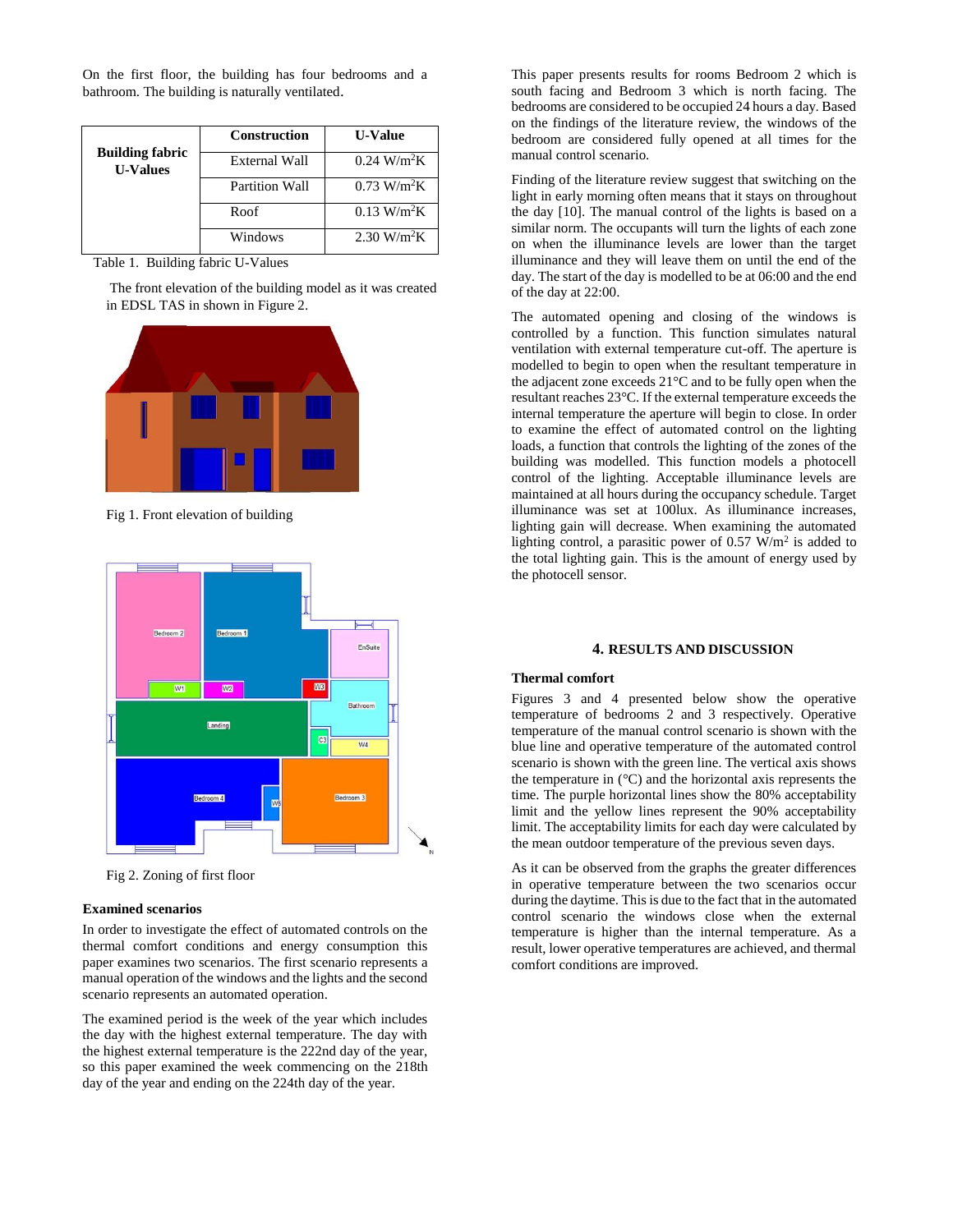On the first floor, the building has four bedrooms and a bathroom. The building is naturally ventilated.

| Building fabric U-Values | Construction | U-Value |
| --- | --- | --- |
| | External Wall | 0.24 $W/m^2K$ |
| | Partition Wall | 0.73 $W/m^2K$ |
| | Roof | 0.13 $W/m^2K$ |
| | Windows | 2.30 $W/m^2K$ |

Table 1. Building fabric U-Values

The front elevation of the building model as it was created in EDSL TAS in shown in Figure 2.

Fig 1. Front elevation of building

Fig 2. Zoning of first floor

### Examined scenarios

In order to investigate the effect of automated controls on the thermal comfort conditions and energy consumption this paper examines two scenarios. The first scenario represents a manual operation of the windows and the lights and the second scenario represents an automated operation.

The examined period is the week of the year which includes the day with the highest external temperature. The day with the highest external temperature is the 222nd day of the year, so this paper examined the week commencing on the 218th day of the year and ending on the 224th day of the year.

This paper presents results for rooms Bedroom 2 which is south facing and Bedroom 3 which is north facing. The bedrooms are considered to be occupied 24 hours a day. Based on the findings of the literature review, the windows of the bedroom are considered fully opened at all times for the manual control scenario.

Finding of the literature review suggest that switching on the light in early morning often means that it stays on throughout the day [10]. The manual control of the lights is based on a similar norm. The occupants will turn the lights of each zone on when the illuminance levels are lower than the target illuminance and they will leave them on until the end of the day. The start of the day is modelled to be at 06:00 and the end of the day at 22:00.

The automated opening and closing of the windows is controlled by a function. This function simulates natural ventilation with external temperature cut-off. The aperture is modelled to begin to open when the resultant temperature in the adjacent zone exceeds 21°C and to be fully open when the resultant reaches 23°C. If the external temperature exceeds the internal temperature the aperture will begin to close. In order to examine the effect of automated control on the lighting loads, a function that controls the lighting of the zones of the building was modelled. This function models a photocell control of the lighting. Acceptable illuminance levels are maintained at all hours during the occupancy schedule. Target illuminance was set at 100lux. As illuminance increases, lighting gain will decrease. When examining the automated lighting control, a parasitic power of 0.57 $W/m^2$ is added to the total lighting gain. This is the amount of energy used by the photocell sensor.

## 4. RESULTS AND DISCUSSION

### Thermal comfort

Figures 3 and 4 presented below show the operative temperature of bedrooms 2 and 3 respectively. Operative temperature of the manual control scenario is shown with the blue line and operative temperature of the automated control scenario is shown with the green line. The vertical axis shows the temperature in (°C) and the horizontal axis represents the time. The purple horizontal lines show the 80% acceptability limit and the yellow lines represent the 90% acceptability limit. The acceptability limits for each day were calculated by the mean outdoor temperature of the previous seven days.

As it can be observed from the graphs the greater differences in operative temperature between the two scenarios occur during the daytime. This is due to the fact that in the automated control scenario the windows close when the external temperature is higher than the internal temperature. As a result, lower operative temperatures are achieved, and thermal comfort conditions are improved.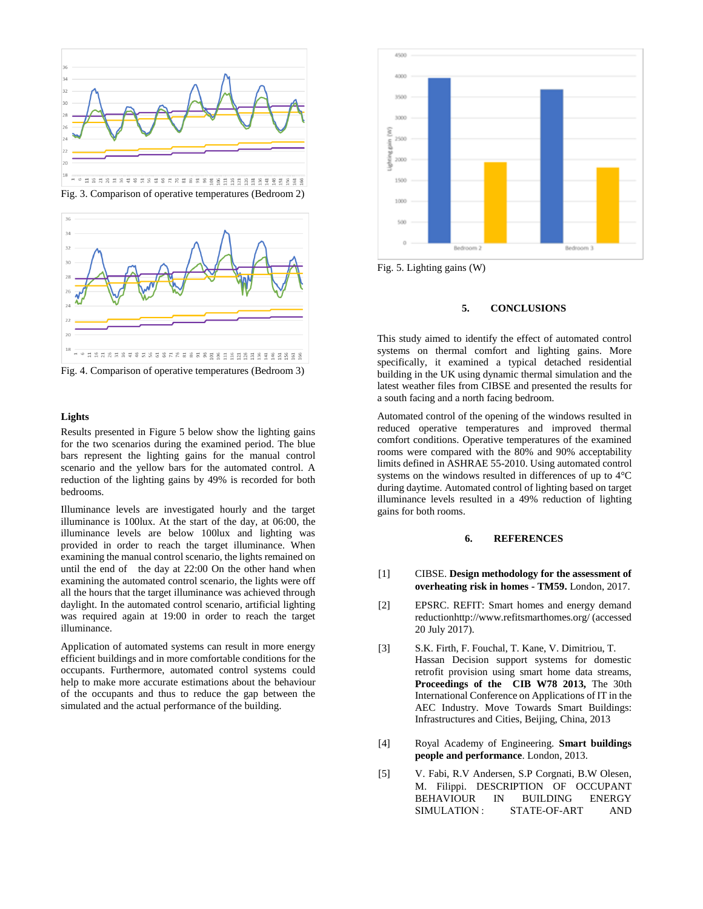Fig. 3. Comparison of operative temperatures (Bedroom 2)

Fig. 4. Comparison of operative temperatures (Bedroom 3)

**Lights**

Results presented in Figure 5 below show the lighting gains for the two scenarios during the examined period. The blue bars represent the lighting gains for the manual control scenario and the yellow bars for the automated control. A reduction of the lighting gains by 49% is recorded for both bedrooms.

Illuminance levels are investigated hourly and the target illuminance is 100lux. At the start of the day, at 06:00, the illuminance levels are below 100lux and lighting was provided in order to reach the target illuminance. When examining the manual control scenario, the lights remained on until the end of the day at 22:00 On the other hand when examining the automated control scenario, the lights were off all the hours that the target illuminance was achieved through daylight. In the automated control scenario, artificial lighting was required again at 19:00 in order to reach the target illuminance.

Application of automated systems can result in more energy efficient buildings and in more comfortable conditions for the occupants. Furthermore, automated control systems could help to make more accurate estimations about the behaviour of the occupants and thus to reduce the gap between the simulated and the actual performance of the building.

Fig. 5. Lighting gains (W)

## 5. CONCLUSIONS

This study aimed to identify the effect of automated control systems on thermal comfort and lighting gains. More specifically, it examined a typical detached residential building in the UK using dynamic thermal simulation and the latest weather files from CIBSE and presented the results for a south facing and a north facing bedroom.

Automated control of the opening of the windows resulted in reduced operative temperatures and improved thermal comfort conditions. Operative temperatures of the examined rooms were compared with the 80% and 90% acceptability limits defined in ASHRAE 55-2010. Using automated control systems on the windows resulted in differences of up to 4°C during daytime. Automated control of lighting based on target illuminance levels resulted in a 49% reduction of lighting gains for both rooms.

## 6. REFERENCES

[1] CIBSE. **Design methodology for the assessment of overheating risk in homes - TM59.** London, 2017.

[2] EPSRC. REFIT: Smart homes and energy demand reductionhttp://www.refitsmarthomes.org/ (accessed 20 July 2017).

[3] S.K. Firth, F. Fouchal, T. Kane, V. Dimitriou, T. Hassan Decision support systems for domestic retrofit provision using smart home data streams, **Proceedings of the CIB W78 2013,** The 30th International Conference on Applications of IT in the AEC Industry. Move Towards Smart Buildings: Infrastructures and Cities, Beijing, China, 2013

[4] Royal Academy of Engineering. **Smart buildings people and performance**. London, 2013.

[5] V. Fabi, R.V Andersen, S.P Corgnati, B.W Olesen, M. Filippi. DESCRIPTION OF OCCUPANT BEHAVIOUR IN BUILDING ENERGY SIMULATION : STATE-OF-ART AND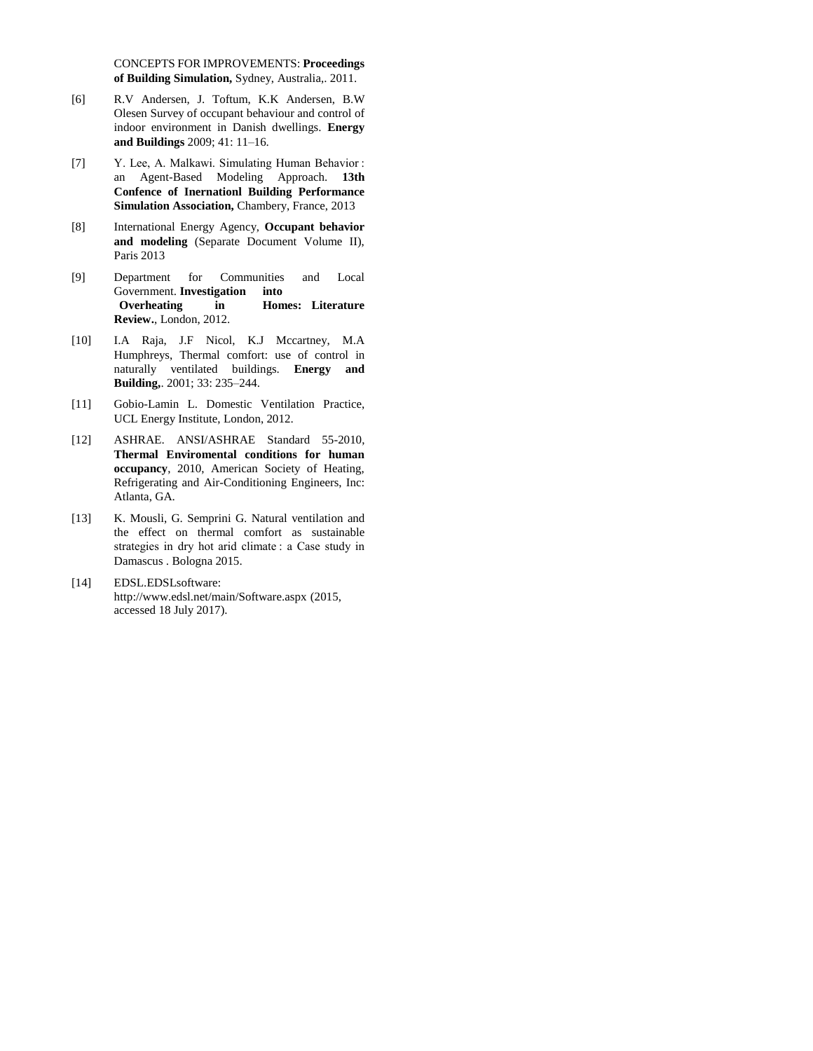CONCEPTS FOR IMPROVEMENTS: **Proceedings of Building Simulation,** Sydney, Australia,. 2011.

[6] R.V Andersen, J. Toftum, K.K Andersen, B.W Olesen Survey of occupant behaviour and control of indoor environment in Danish dwellings. **Energy and Buildings** 2009; 41: 11–16.

[7] Y. Lee, A. Malkawi. Simulating Human Behavior : an Agent-Based Modeling Approach. **13th Confence of Inernationl Building Performance Simulation Association,** Chambery, France, 2013

[8] International Energy Agency, **Occupant behavior and modeling** (Separate Document Volume II), Paris 2013

[9] Department for Communities and Local Government. **Investigation into Overheating in Homes: Literature Review.**, London, 2012.

[10] I.A Raja, J.F Nicol, K.J Mccartney, M.A Humphreys, Thermal comfort: use of control in naturally ventilated buildings. **Energy and Building,**. 2001; 33: 235–244.

[11] Gobio-Lamin L. Domestic Ventilation Practice, UCL Energy Institute, London, 2012.

[12] ASHRAE. ANSI/ASHRAE Standard 55-2010, **Thermal Enviromental conditions for human occupancy**, 2010, American Society of Heating, Refrigerating and Air-Conditioning Engineers, Inc: Atlanta, GA.

[13] K. Mousli, G. Semprini G. Natural ventilation and the effect on thermal comfort as sustainable strategies in dry hot arid climate : a Case study in Damascus . Bologna 2015.

[14] EDSL.EDSLsoftware: http://www.edsl.net/main/Software.aspx (2015, accessed 18 July 2017).